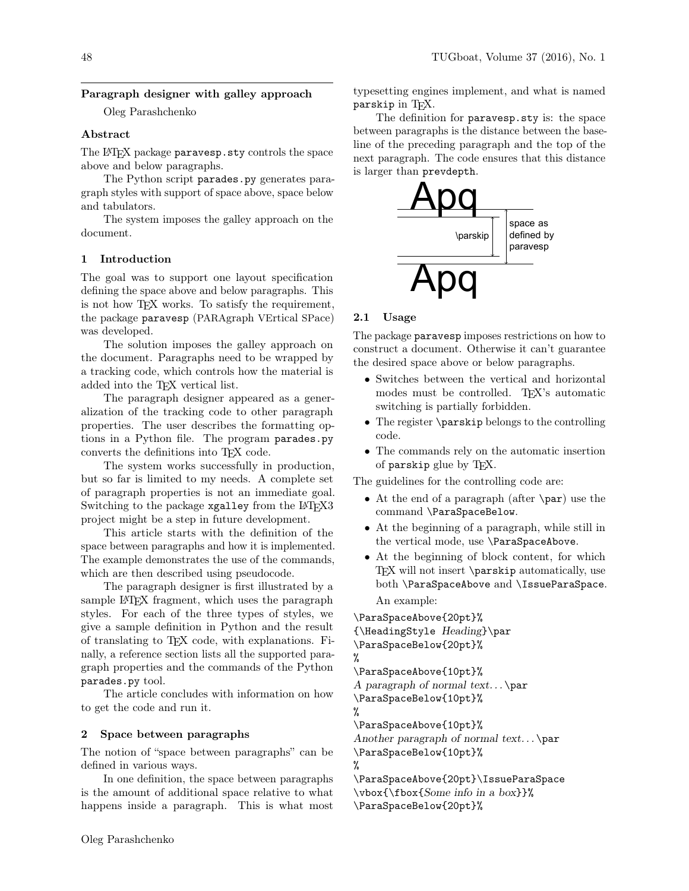## Paragraph designer with galley approach

Oleg Parashchenko

### Abstract

The LaTeX package `paravesp.sty` controls the space above and below paragraphs.

The Python script `parades.py` generates paragraph styles with support of space above, space below and tabulators.

The system imposes the galley approach on the document.

### 1 Introduction

The goal was to support one layout specification defining the space above and below paragraphs. This is not how TeX works. To satisfy the requirement, the package `paravesp` (PARAgraph VErtical SPace) was developed.

The solution imposes the galley approach on the document. Paragraphs need to be wrapped by a tracking code, which controls how the material is added into the TeX vertical list.

The paragraph designer appeared as a generalization of the tracking code to other paragraph properties. The user describes the formatting options in a Python file. The program `parades.py` converts the definitions into TeX code.

The system works successfully in production, but so far is limited to my needs. A complete set of paragraph properties is not an immediate goal. Switching to the package `xgalley` from the LaTeX3 project might be a step in future development.

This article starts with the definition of the space between paragraphs and how it is implemented. The example demonstrates the use of the commands, which are then described using pseudocode.

The paragraph designer is first illustrated by a sample LaTeX fragment, which uses the paragraph styles. For each of the three types of styles, we give a sample definition in Python and the result of translating to TeX code, with explanations. Finally, a reference section lists all the supported paragraph properties and the commands of the Python `parades.py` tool.

The article concludes with information on how to get the code and run it.

### 2 Space between paragraphs

The notion of "space between paragraphs" can be defined in various ways.

In one definition, the space between paragraphs is the amount of additional space relative to what happens inside a paragraph. This is what most typesetting engines implement, and what is named `parskip` in TeX.

The definition for `paravesp.sty` is: the space between paragraphs is the distance between the baseline of the preceding paragraph and the top of the next paragraph. The code ensures that this distance is larger than `prevdepth`.

Apq

\parskip — space as defined by paravesp

Apq

#### 2.1 Usage

The package `paravesp` imposes restrictions on how to construct a document. Otherwise it can't guarantee the desired space above or below paragraphs.

- Switches between the vertical and horizontal modes must be controlled. TeX's automatic switching is partially forbidden.
- The register `\parskip` belongs to the controlling code.
- The commands rely on the automatic insertion of `parskip` glue by TeX.

The guidelines for the controlling code are:

- At the end of a paragraph (after `\par`) use the command `\ParaSpaceBelow`.
- At the beginning of a paragraph, while still in the vertical mode, use `\ParaSpaceAbove`.
- At the beginning of block content, for which TeX will not insert `\parskip` automatically, use both `\ParaSpaceAbove` and `\IssueParaSpace`.

An example:

```
\ParaSpaceAbove{20pt}%
{\HeadingStyle Heading}\par
\ParaSpaceBelow{20pt}%
%
\ParaSpaceAbove{10pt}%
A paragraph of normal text...\par
\ParaSpaceBelow{10pt}%
%
\ParaSpaceAbove{10pt}%
Another paragraph of normal text...\par
\ParaSpaceBelow{10pt}%
%
\ParaSpaceAbove{20pt}\IssueParaSpace
\vbox{\fbox{Some info in a box}}%
\ParaSpaceBelow{20pt}%
```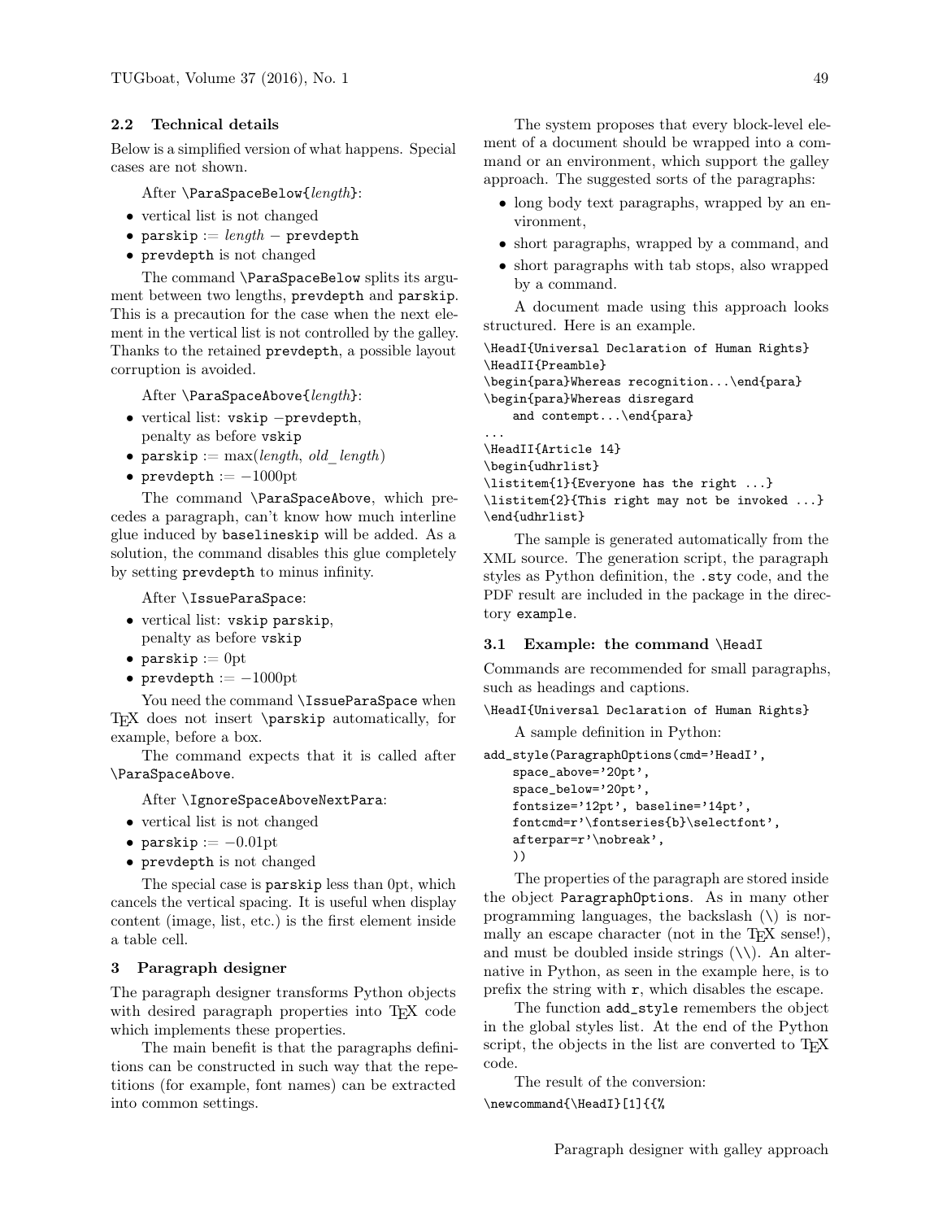### 2.2 Technical details

Below is a simplified version of what happens. Special cases are not shown.

After `\ParaSpaceBelow{`*length*`}`:

- vertical list is not changed
- `parskip` := *length* − `prevdepth`
- `prevdepth` is not changed

The command `\ParaSpaceBelow` splits its argument between two lengths, `prevdepth` and `parskip`. This is a precaution for the case when the next element in the vertical list is not controlled by the galley. Thanks to the retained `prevdepth`, a possible layout corruption is avoided.

After `\ParaSpaceAbove{`*length*`}`:

- vertical list: `vskip` −`prevdepth`, penalty as before `vskip`
- `parskip` := max(*length*, *old_length*)
- `prevdepth` := −1000pt

The command `\ParaSpaceAbove`, which precedes a paragraph, can't know how much interline glue induced by `baselineskip` will be added. As a solution, the command disables this glue completely by setting `prevdepth` to minus infinity.

After `\IssueParaSpace`:

- vertical list: `vskip parskip`, penalty as before `vskip`
- `parskip` := 0pt
- `prevdepth` := −1000pt

You need the command `\IssueParaSpace` when TeX does not insert `\parskip` automatically, for example, before a box.

The command expects that it is called after `\ParaSpaceAbove`.

After `\IgnoreSpaceAboveNextPara`:

- vertical list is not changed
- `parskip` := −0.01pt
- `prevdepth` is not changed

The special case is `parskip` less than 0pt, which cancels the vertical spacing. It is useful when display content (image, list, etc.) is the first element inside a table cell.

## 3 Paragraph designer

The paragraph designer transforms Python objects with desired paragraph properties into TeX code which implements these properties.

The main benefit is that the paragraphs definitions can be constructed in such way that the repetitions (for example, font names) can be extracted into common settings.

The system proposes that every block-level element of a document should be wrapped into a command or an environment, which support the galley approach. The suggested sorts of the paragraphs:

- long body text paragraphs, wrapped by an environment,
- short paragraphs, wrapped by a command, and
- short paragraphs with tab stops, also wrapped by a command.

A document made using this approach looks structured. Here is an example.

```
\HeadI{Universal Declaration of Human Rights}
\HeadII{Preamble}
\begin{para}Whereas recognition...\end{para}
\begin{para}Whereas disregard
    and contempt...\end{para}
...
\HeadII{Article 14}
\begin{udhrlist}
\listitem{1}{Everyone has the right ...}
\listitem{2}{This right may not be invoked ...}
\end{udhrlist}
```

The sample is generated automatically from the XML source. The generation script, the paragraph styles as Python definition, the `.sty` code, and the PDF result are included in the package in the directory `example`.

### 3.1 Example: the command `\HeadI`

Commands are recommended for small paragraphs, such as headings and captions.

```
\HeadI{Universal Declaration of Human Rights}
```

A sample definition in Python:

```
add_style(ParagraphOptions(cmd='HeadI',
    space_above='20pt',
    space_below='20pt',
    fontsize='12pt', baseline='14pt',
    fontcmd=r'\fontseries{b}\selectfont',
    afterpar=r'\nobreak',
    ))
```

The properties of the paragraph are stored inside the object `ParagraphOptions`. As in many other programming languages, the backslash (\) is normally an escape character (not in the TeX sense!), and must be doubled inside strings (\\). An alternative in Python, as seen in the example here, is to prefix the string with `r`, which disables the escape.

The function `add_style` remembers the object in the global styles list. At the end of the Python script, the objects in the list are converted to TeX code.

The result of the conversion:

```
\newcommand{\HeadI}[1]{{%
```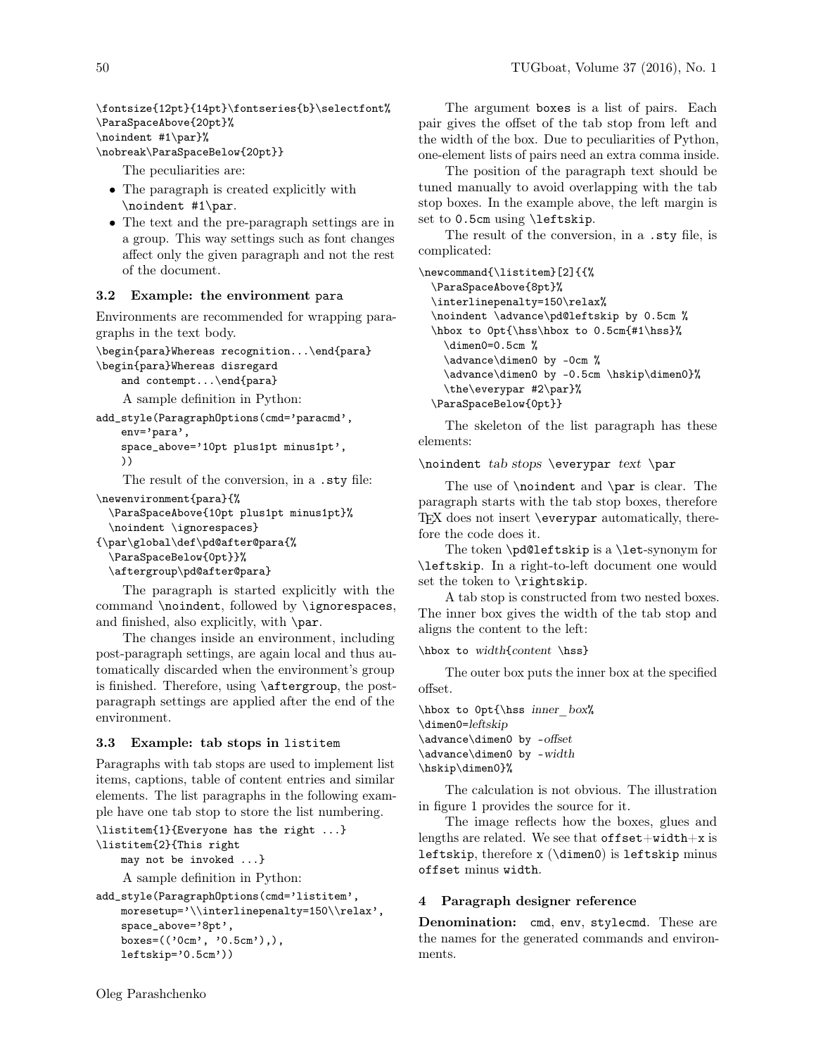```
\fontsize{12pt}{14pt}\fontseries{b}\selectfont%
\ParaSpaceAbove{20pt}%
\noindent #1\par}%
\nobreak\ParaSpaceBelow{20pt}}
```

The peculiarities are:

- The paragraph is created explicitly with `\noindent #1\par`.
- The text and the pre-paragraph settings are in a group. This way settings such as font changes affect only the given paragraph and not the rest of the document.

### 3.2 Example: the environment `para`

Environments are recommended for wrapping paragraphs in the text body.

```
\begin{para}Whereas recognition...\end{para}
\begin{para}Whereas disregard
    and contempt...\end{para}
```

A sample definition in Python:

```
add_style(ParagraphOptions(cmd='paracmd',
    env='para',
    space_above='10pt plus1pt minus1pt',
    ))
```

The result of the conversion, in a `.sty` file:

```
\newenvironment{para}{%
  \ParaSpaceAbove{10pt plus1pt minus1pt}%
  \noindent \ignorespaces}
{\par\global\def\pd@after@para{%
  \ParaSpaceBelow{0pt}}%
  \aftergroup\pd@after@para}
```

The paragraph is started explicitly with the command `\noindent`, followed by `\ignorespaces`, and finished, also explicitly, with `\par`.

The changes inside an environment, including post-paragraph settings, are again local and thus automatically discarded when the environment's group is finished. Therefore, using `\aftergroup`, the post-paragraph settings are applied after the end of the environment.

### 3.3 Example: tab stops in `listitem`

Paragraphs with tab stops are used to implement list items, captions, table of content entries and similar elements. The list paragraphs in the following example have one tab stop to store the list numbering.

```
\listitem{1}{Everyone has the right ...}
\listitem{2}{This right
    may not be invoked ...}
```

A sample definition in Python:

```
add_style(ParagraphOptions(cmd='listitem',
    moresetup='\\interlinepenalty=150\\relax',
    space_above='8pt',
    boxes=(('0cm', '0.5cm'),),
    leftskip='0.5cm'))
```

The argument `boxes` is a list of pairs. Each pair gives the offset of the tab stop from left and the width of the box. Due to peculiarities of Python, one-element lists of pairs need an extra comma inside.

The position of the paragraph text should be tuned manually to avoid overlapping with the tab stop boxes. In the example above, the left margin is set to `0.5cm` using `\leftskip`.

The result of the conversion, in a `.sty` file, is complicated:

```
\newcommand{\listitem}[2]{{%
  \ParaSpaceAbove{8pt}%
  \interlinepenalty=150\relax%
  \noindent \advance\pd@leftskip by 0.5cm %
  \hbox to 0pt{\hss\hbox to 0.5cm{#1\hss}%
    \dimen0=0.5cm %
    \advance\dimen0 by -0cm %
    \advance\dimen0 by -0.5cm \hskip\dimen0}%
    \the\everypar #2\par}%
  \ParaSpaceBelow{0pt}}
```

The skeleton of the list paragraph has these elements:

`\noindent` *tab stops* `\everypar` *text* `\par`

The use of `\noindent` and `\par` is clear. The paragraph starts with the tab stop boxes, therefore TeX does not insert `\everypar` automatically, therefore the code does it.

The token `\pd@leftskip` is a `\let`-synonym for `\leftskip`. In a right-to-left document one would set the token to `\rightskip`.

A tab stop is constructed from two nested boxes. The inner box gives the width of the tab stop and aligns the content to the left:

`\hbox to` *width*`{`*content* `\hss}`

The outer box puts the inner box at the specified offset.

```
\hbox to 0pt{\hss inner_box%
\dimen0=leftskip
\advance\dimen0 by -offset
\advance\dimen0 by -width
\hskip\dimen0}%
```

The calculation is not obvious. The illustration in figure 1 provides the source for it.

The image reflects how the boxes, glues and lengths are related. We see that `offset`+`width`+x is `leftskip`, therefore x (`\dimen0`) is `leftskip` minus `offset` minus `width`.

## 4 Paragraph designer reference

**Denomination:** `cmd`, `env`, `stylecmd`. These are the names for the generated commands and environments.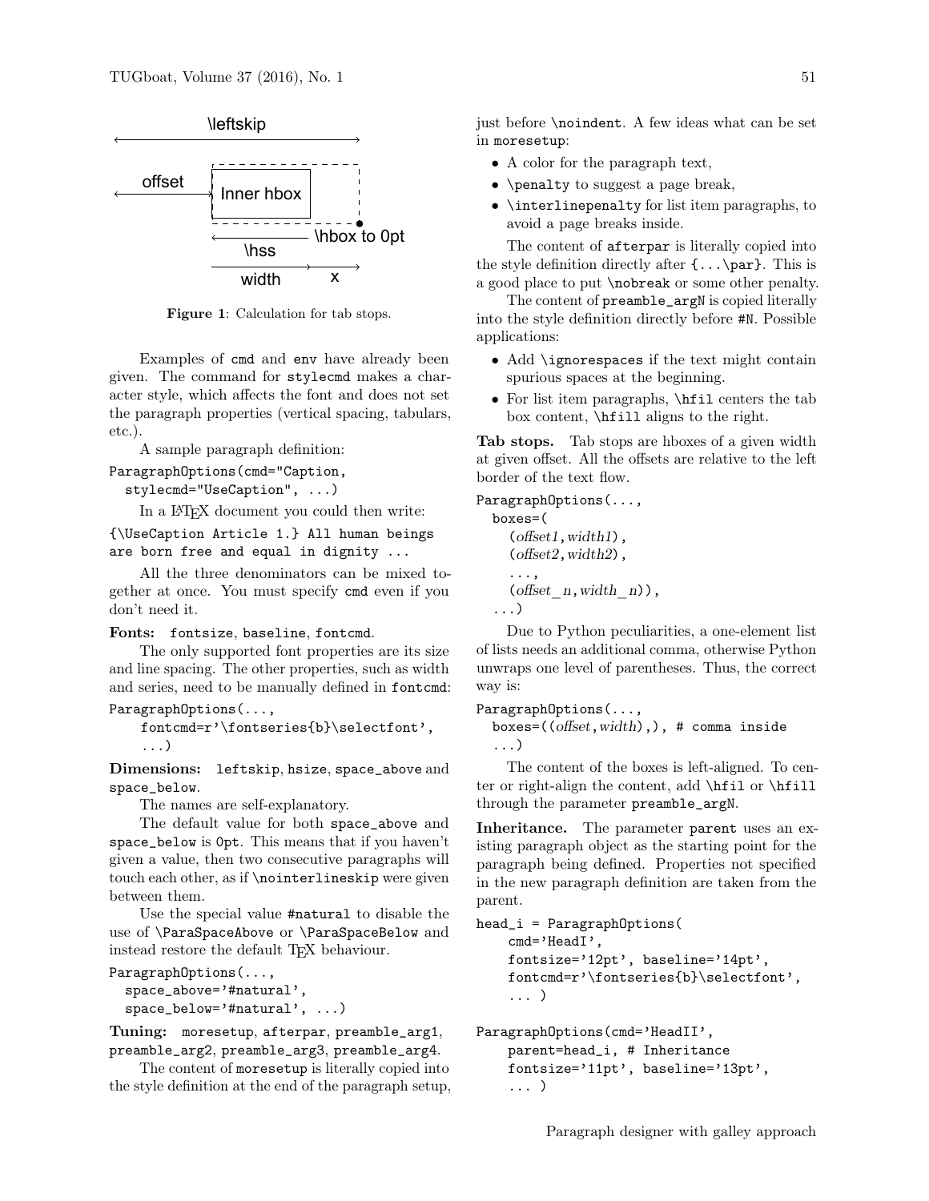Figure 1: Calculation for tab stops.

Examples of cmd and env have already been given. The command for stylecmd makes a character style, which affects the font and does not set the paragraph properties (vertical spacing, tabulars, etc.).

A sample paragraph definition:

```
ParagraphOptions(cmd="Caption,
  stylecmd="UseCaption", ...)
```

In a LaTeX document you could then write:

```
{\UseCaption Article 1.} All human beings
are born free and equal in dignity ...
```

All the three denominators can be mixed together at once. You must specify cmd even if you don't need it.

**Fonts:** fontsize, baseline, fontcmd.

The only supported font properties are its size and line spacing. The other properties, such as width and series, need to be manually defined in fontcmd:

```
ParagraphOptions(...,
    fontcmd=r'\fontseries{b}\selectfont',
    ...)
```

**Dimensions:** leftskip, hsize, space_above and space_below.

The names are self-explanatory.

The default value for both space_above and space_below is 0pt. This means that if you haven't given a value, then two consecutive paragraphs will touch each other, as if \nointerlineskip were given between them.

Use the special value #natural to disable the use of \ParaSpaceAbove or \ParaSpaceBelow and instead restore the default TeX behaviour.

```
ParagraphOptions(...,
  space_above='#natural',
  space_below='#natural', ...)
```

**Tuning:** moresetup, afterpar, preamble_arg1, preamble_arg2, preamble_arg3, preamble_arg4.

The content of moresetup is literally copied into the style definition at the end of the paragraph setup, just before \noindent. A few ideas what can be set in moresetup:

- A color for the paragraph text,
- \penalty to suggest a page break,
- \interlinepenalty for list item paragraphs, to avoid a page breaks inside.

The content of afterpar is literally copied into the style definition directly after {...\par}. This is a good place to put \nobreak or some other penalty.

The content of preamble_argN is copied literally into the style definition directly before #N. Possible applications:

- Add \ignorespaces if the text might contain spurious spaces at the beginning.
- For list item paragraphs, \hfil centers the tab box content, \hfill aligns to the right.

**Tab stops.** Tab stops are hboxes of a given width at given offset. All the offsets are relative to the left border of the text flow.

```
ParagraphOptions(...,
  boxes=(
    (offset1,width1),
    (offset2,width2),
    ...,
    (offset_n,width_n)),
  ...)
```

Due to Python peculiarities, a one-element list of lists needs an additional comma, otherwise Python unwraps one level of parentheses. Thus, the correct way is:

```
ParagraphOptions(...,
  boxes=((offset,width),), # comma inside
  ...)
```

The content of the boxes is left-aligned. To center or right-align the content, add \hfil or \hfill through the parameter preamble_argN.

**Inheritance.** The parameter parent uses an existing paragraph object as the starting point for the paragraph being defined. Properties not specified in the new paragraph definition are taken from the parent.

```
head_i = ParagraphOptions(
    cmd='HeadI',
    fontsize='12pt', baseline='14pt',
    fontcmd=r'\fontseries{b}\selectfont',
    ... )

ParagraphOptions(cmd='HeadII',
    parent=head_i, # Inheritance
    fontsize='11pt', baseline='13pt',
    ... )
```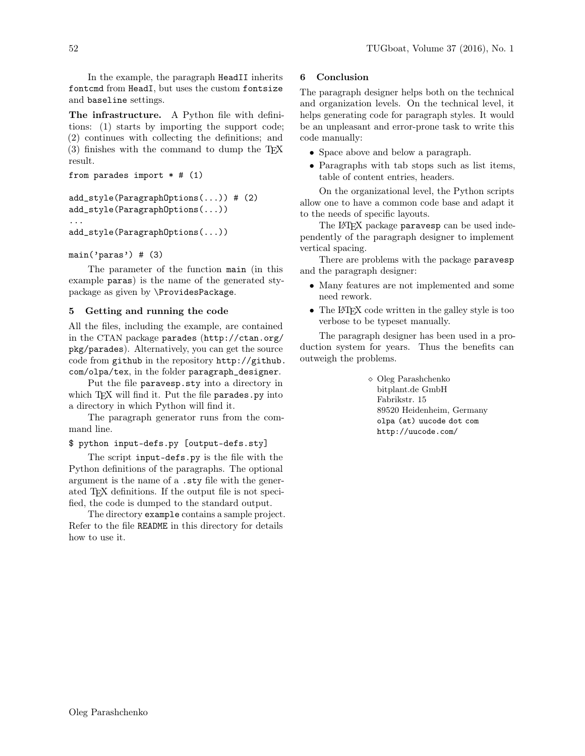In the example, the paragraph `HeadII` inherits `fontcmd` from `HeadI`, but uses the custom `fontsize` and `baseline` settings.

**The infrastructure.** A Python file with definitions: (1) starts by importing the support code; (2) continues with collecting the definitions; and (3) finishes with the command to dump the TeX result.

```
from parades import * # (1)

add_style(ParagraphOptions(...)) # (2)
add_style(ParagraphOptions(...))
...
add_style(ParagraphOptions(...))

main('paras') # (3)
```

The parameter of the function `main` (in this example `paras`) is the name of the generated sty-package as given by `\ProvidesPackage`.

## 5 Getting and running the code

All the files, including the example, are contained in the CTAN package `parades` (`http://ctan.org/pkg/parades`). Alternatively, you can get the source code from `github` in the repository `http://github.com/olpa/tex`, in the folder `paragraph_designer`.

Put the file `paravesp.sty` into a directory in which TeX will find it. Put the file `parades.py` into a directory in which Python will find it.

The paragraph generator runs from the command line.

```
$ python input-defs.py [output-defs.sty]
```

The script `input-defs.py` is the file with the Python definitions of the paragraphs. The optional argument is the name of a `.sty` file with the generated TeX definitions. If the output file is not specified, the code is dumped to the standard output.

The directory `example` contains a sample project. Refer to the file `README` in this directory for details how to use it.

## 6 Conclusion

The paragraph designer helps both on the technical and organization levels. On the technical level, it helps generating code for paragraph styles. It would be an unpleasant and error-prone task to write this code manually:

- Space above and below a paragraph.
- Paragraphs with tab stops such as list items, table of content entries, headers.

On the organizational level, the Python scripts allow one to have a common code base and adapt it to the needs of specific layouts.

The LaTeX package `paravesp` can be used independently of the paragraph designer to implement vertical spacing.

There are problems with the package `paravesp` and the paragraph designer:

- Many features are not implemented and some need rework.
- The LaTeX code written in the galley style is too verbose to be typeset manually.

The paragraph designer has been used in a production system for years. Thus the benefits can outweigh the problems.

⋄ Oleg Parashchenko
bitplant.de GmbH
Fabrikstr. 15
89520 Heidenheim, Germany
`olpa (at) uucode dot com`
`http://uucode.com/`